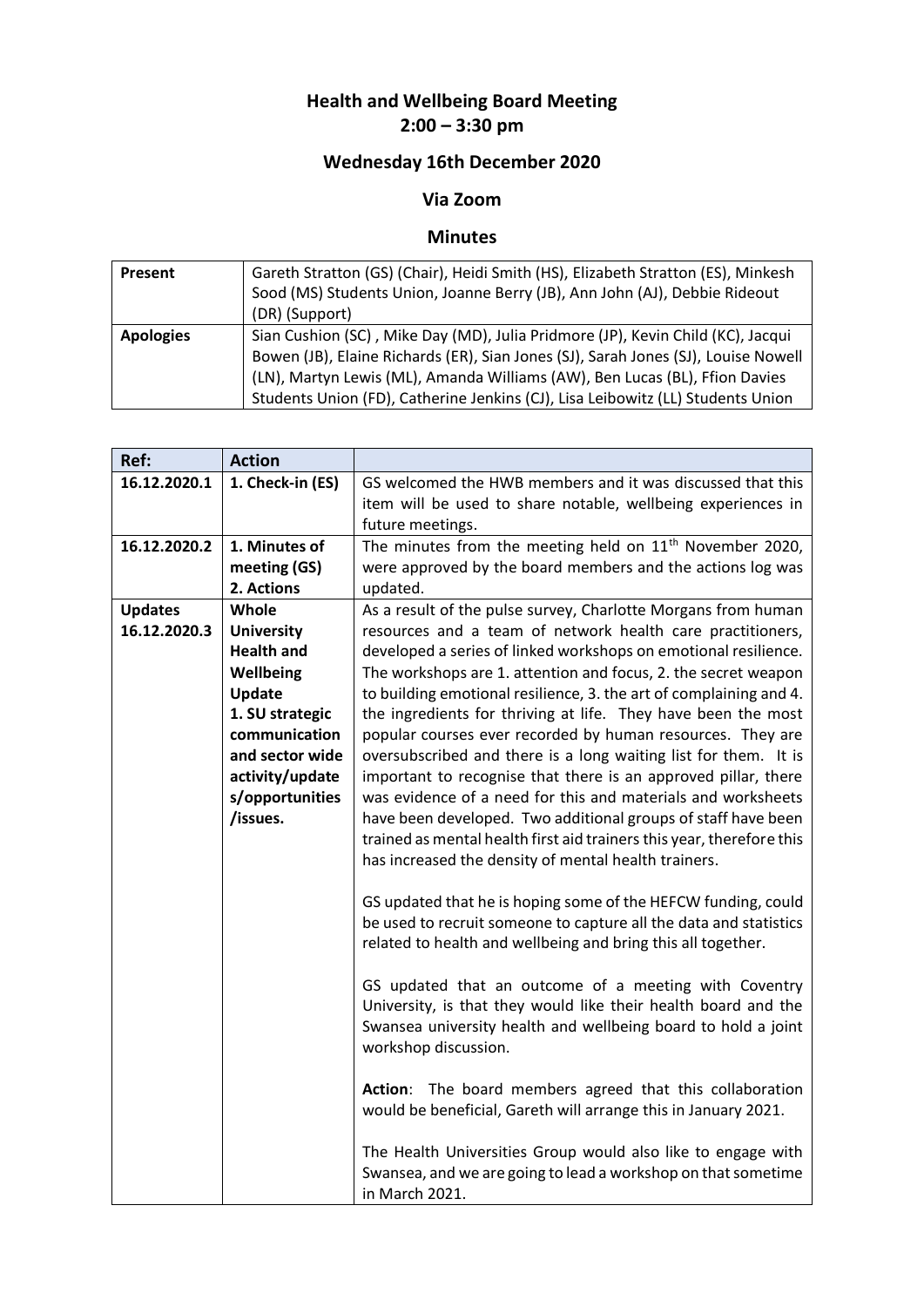# Health and Wellbeing Board Meeting
## 2:00 – 3:30 pm
## Wednesday 16th December 2020
## Via Zoom
## Minutes

| | |
|---|---|
| **Present** | Gareth Stratton (GS) (Chair), Heidi Smith (HS), Elizabeth Stratton (ES), Minkesh Sood (MS) Students Union, Joanne Berry (JB), Ann John (AJ), Debbie Rideout (DR) (Support) |
| **Apologies** | Sian Cushion (SC) , Mike Day (MD), Julia Pridmore (JP), Kevin Child (KC), Jacqui Bowen (JB), Elaine Richards (ER), Sian Jones (SJ), Sarah Jones (SJ), Louise Nowell (LN), Martyn Lewis (ML), Amanda Williams (AW), Ben Lucas (BL), Ffion Davies Students Union (FD), Catherine Jenkins (CJ), Lisa Leibowitz (LL) Students Union |

| Ref: | Action | |
|---|---|---|
| **16.12.2020.1** | **1. Check-in (ES)** | GS welcomed the HWB members and it was discussed that this item will be used to share notable, wellbeing experiences in future meetings. |
| **16.12.2020.2** | **1. Minutes of meeting (GS)**<br>**2. Actions** | The minutes from the meeting held on 11th November 2020, were approved by the board members and the actions log was updated. |
| **Updates 16.12.2020.3** | **Whole University Health and Wellbeing Update**<br>**1. SU strategic communication and sector wide activity/updates/opportunities/issues.** | As a result of the pulse survey, Charlotte Morgans from human resources and a team of network health care practitioners, developed a series of linked workshops on emotional resilience. The workshops are 1. attention and focus, 2. the secret weapon to building emotional resilience, 3. the art of complaining and 4. the ingredients for thriving at life. They have been the most popular courses ever recorded by human resources. They are oversubscribed and there is a long waiting list for them. It is important to recognise that there is an approved pillar, there was evidence of a need for this and materials and worksheets have been developed. Two additional groups of staff have been trained as mental health first aid trainers this year, therefore this has increased the density of mental health trainers.<br><br>GS updated that he is hoping some of the HEFCW funding, could be used to recruit someone to capture all the data and statistics related to health and wellbeing and bring this all together.<br><br>GS updated that an outcome of a meeting with Coventry University, is that they would like their health board and the Swansea university health and wellbeing board to hold a joint workshop discussion.<br><br>**Action**: The board members agreed that this collaboration would be beneficial, Gareth will arrange this in January 2021.<br><br>The Health Universities Group would also like to engage with Swansea, and we are going to lead a workshop on that sometime in March 2021. |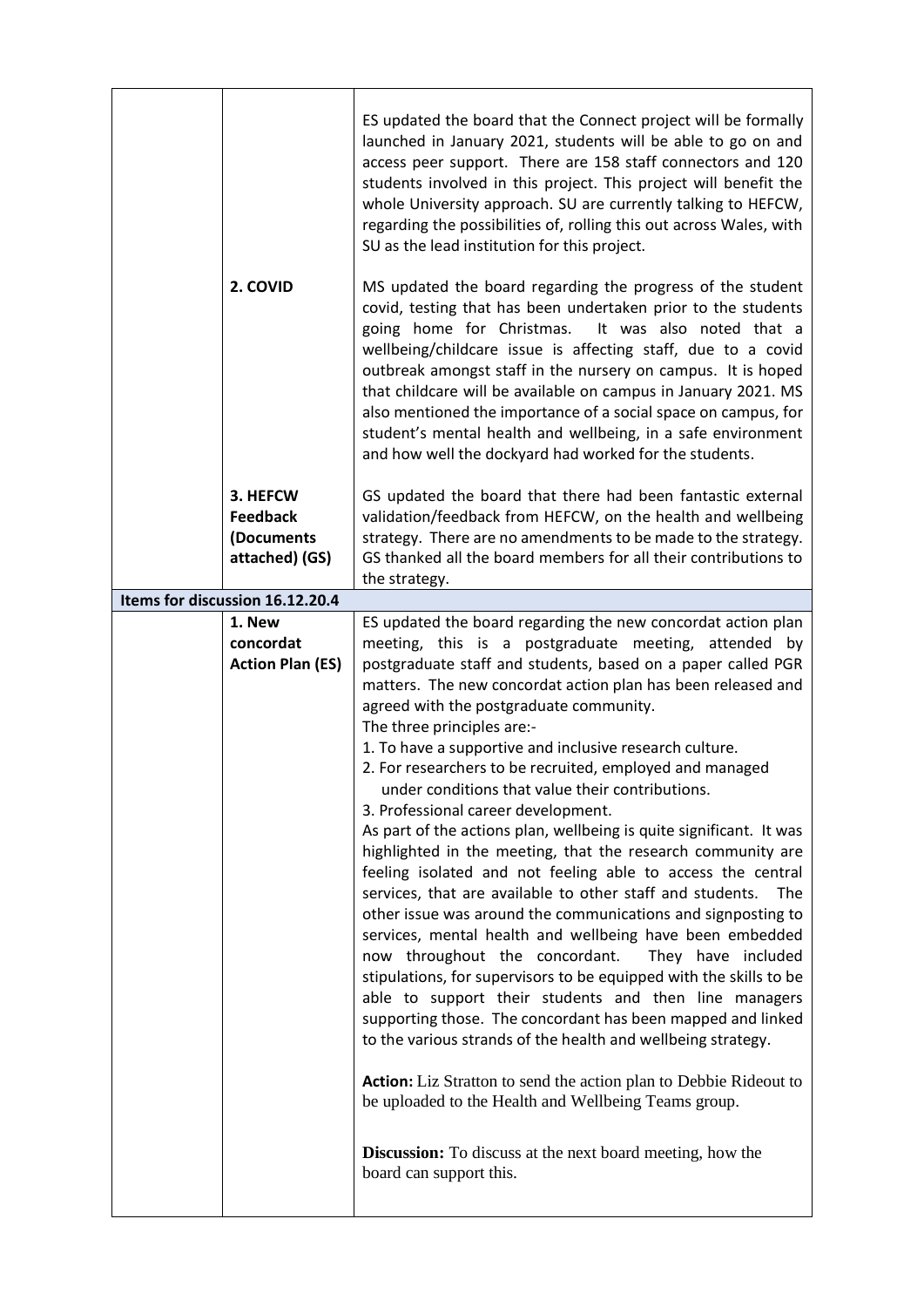| | | |
|---|---|---|
| | | ES updated the board that the Connect project will be formally launched in January 2021, students will be able to go on and access peer support. There are 158 staff connectors and 120 students involved in this project. This project will benefit the whole University approach. SU are currently talking to HEFCW, regarding the possibilities of, rolling this out across Wales, with SU as the lead institution for this project. |
| | **2. COVID** | MS updated the board regarding the progress of the student covid, testing that has been undertaken prior to the students going home for Christmas. It was also noted that a wellbeing/childcare issue is affecting staff, due to a covid outbreak amongst staff in the nursery on campus. It is hoped that childcare will be available on campus in January 2021. MS also mentioned the importance of a social space on campus, for student's mental health and wellbeing, in a safe environment and how well the dockyard had worked for the students. |
| | **3. HEFCW Feedback (Documents attached) (GS)** | GS updated the board that there had been fantastic external validation/feedback from HEFCW, on the health and wellbeing strategy. There are no amendments to be made to the strategy. GS thanked all the board members for all their contributions to the strategy. |
| **Items for discussion 16.12.20.4** | | |
| | **1. New concordat Action Plan (ES)** | ES updated the board regarding the new concordat action plan meeting, this is a postgraduate meeting, attended by postgraduate staff and students, based on a paper called PGR matters. The new concordat action plan has been released and agreed with the postgraduate community.<br>The three principles are:-<br>1. To have a supportive and inclusive research culture.<br>2. For researchers to be recruited, employed and managed under conditions that value their contributions.<br>3. Professional career development.<br>As part of the actions plan, wellbeing is quite significant. It was highlighted in the meeting, that the research community are feeling isolated and not feeling able to access the central services, that are available to other staff and students. The other issue was around the communications and signposting to services, mental health and wellbeing have been embedded now throughout the concordant. They have included stipulations, for supervisors to be equipped with the skills to be able to support their students and then line managers supporting those. The concordant has been mapped and linked to the various strands of the health and wellbeing strategy.<br><br>**Action:** Liz Stratton to send the action plan to Debbie Rideout to be uploaded to the Health and Wellbeing Teams group.<br><br>**Discussion:** To discuss at the next board meeting, how the board can support this. |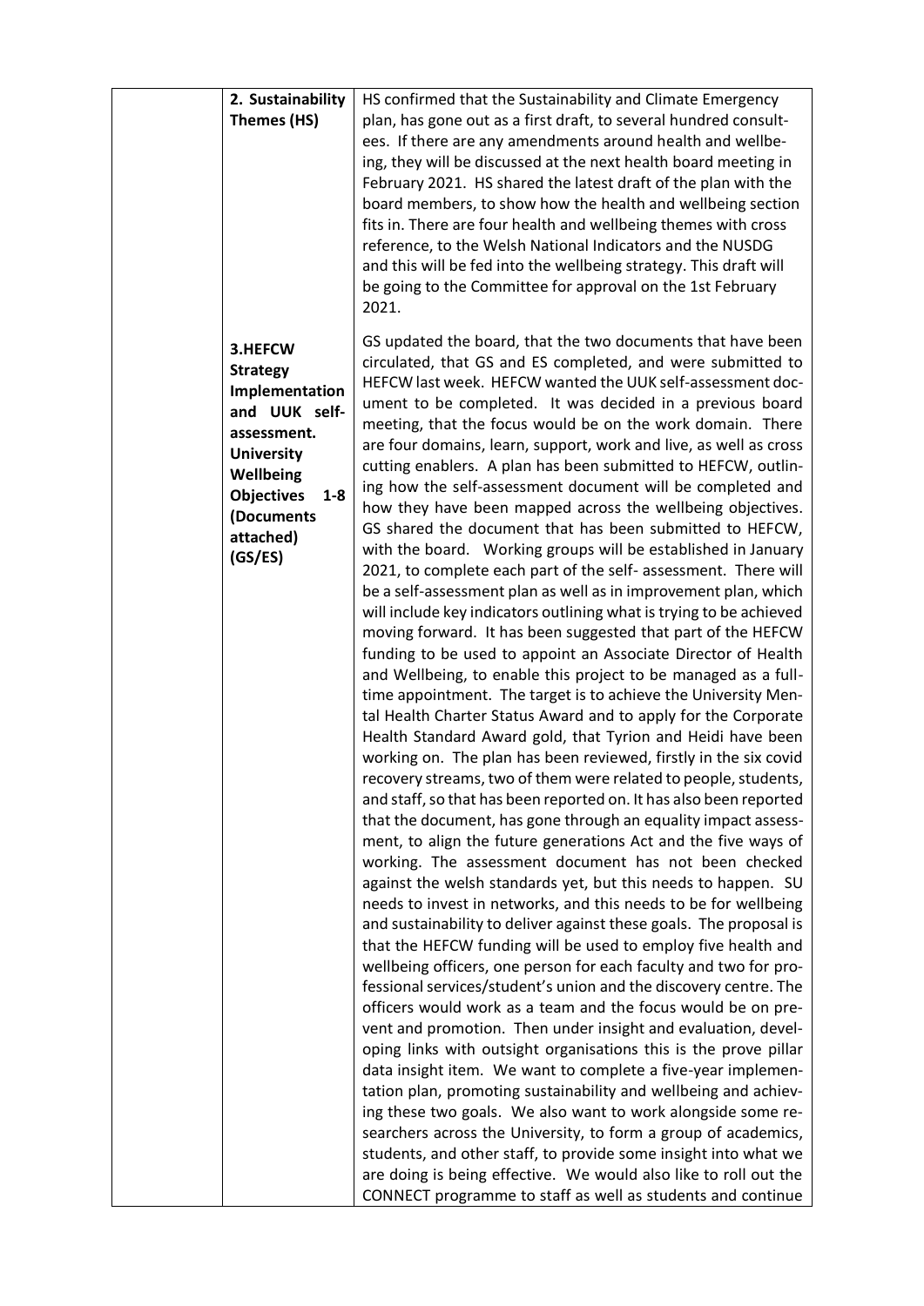| | | |
|---|---|---|
| | **2. Sustainability Themes (HS)** | HS confirmed that the Sustainability and Climate Emergency plan, has gone out as a first draft, to several hundred consultees. If there are any amendments around health and wellbeing, they will be discussed at the next health board meeting in February 2021. HS shared the latest draft of the plan with the board members, to show how the health and wellbeing section fits in. There are four health and wellbeing themes with cross reference, to the Welsh National Indicators and the NUSDG and this will be fed into the wellbeing strategy. This draft will be going to the Committee for approval on the 1st February 2021. |
| | **3.HEFCW Strategy Implementation and UUK self-assessment. University Wellbeing Objectives 1-8 (Documents attached) (GS/ES)** | GS updated the board, that the two documents that have been circulated, that GS and ES completed, and were submitted to HEFCW last week. HEFCW wanted the UUK self-assessment document to be completed. It was decided in a previous board meeting, that the focus would be on the work domain. There are four domains, learn, support, work and live, as well as cross cutting enablers. A plan has been submitted to HEFCW, outlining how the self-assessment document will be completed and how they have been mapped across the wellbeing objectives. GS shared the document that has been submitted to HEFCW, with the board. Working groups will be established in January 2021, to complete each part of the self- assessment. There will be a self-assessment plan as well as in improvement plan, which will include key indicators outlining what is trying to be achieved moving forward. It has been suggested that part of the HEFCW funding to be used to appoint an Associate Director of Health and Wellbeing, to enable this project to be managed as a full-time appointment. The target is to achieve the University Mental Health Charter Status Award and to apply for the Corporate Health Standard Award gold, that Tyrion and Heidi have been working on. The plan has been reviewed, firstly in the six covid recovery streams, two of them were related to people, students, and staff, so that has been reported on. It has also been reported that the document, has gone through an equality impact assessment, to align the future generations Act and the five ways of working. The assessment document has not been checked against the welsh standards yet, but this needs to happen. SU needs to invest in networks, and this needs to be for wellbeing and sustainability to deliver against these goals. The proposal is that the HEFCW funding will be used to employ five health and wellbeing officers, one person for each faculty and two for professional services/student's union and the discovery centre. The officers would work as a team and the focus would be on prevent and promotion. Then under insight and evaluation, developing links with outsight organisations this is the prove pillar data insight item. We want to complete a five-year implementation plan, promoting sustainability and wellbeing and achieving these two goals. We also want to work alongside some researchers across the University, to form a group of academics, students, and other staff, to provide some insight into what we are doing is being effective. We would also like to roll out the CONNECT programme to staff as well as students and continue |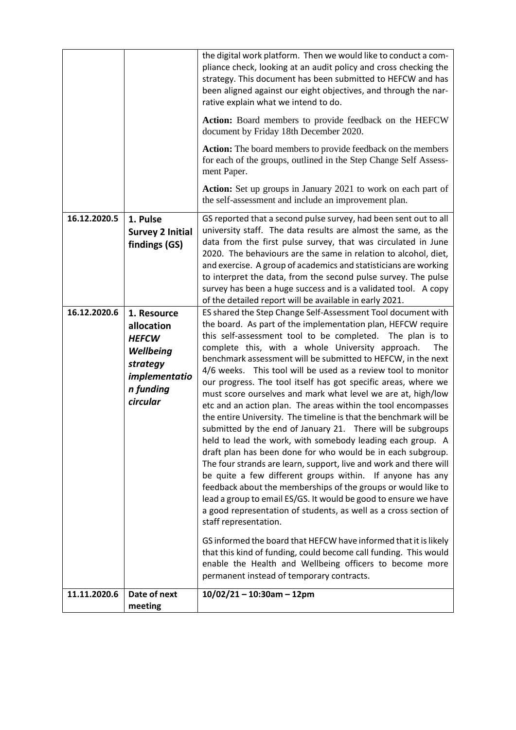| | | |
|---|---|---|
| | | the digital work platform. Then we would like to conduct a compliance check, looking at an audit policy and cross checking the strategy. This document has been submitted to HEFCW and has been aligned against our eight objectives, and through the narrative explain what we intend to do.<br><br>**Action:** Board members to provide feedback on the HEFCW document by Friday 18th December 2020.<br><br>**Action:** The board members to provide feedback on the members for each of the groups, outlined in the Step Change Self Assessment Paper.<br><br>**Action:** Set up groups in January 2021 to work on each part of the self-assessment and include an improvement plan. |
| **16.12.2020.5** | **1. Pulse Survey 2 Initial findings (GS)** | GS reported that a second pulse survey, had been sent out to all university staff. The data results are almost the same, as the data from the first pulse survey, that was circulated in June 2020. The behaviours are the same in relation to alcohol, diet, and exercise. A group of academics and statisticians are working to interpret the data, from the second pulse survey. The pulse survey has been a huge success and is a validated tool. A copy of the detailed report will be available in early 2021. |
| **16.12.2020.6** | **1. Resource allocation *HEFCW Wellbeing strategy implementation funding circular*** | ES shared the Step Change Self-Assessment Tool document with the board. As part of the implementation plan, HEFCW require this self-assessment tool to be completed. The plan is to complete this, with a whole University approach. The benchmark assessment will be submitted to HEFCW, in the next 4/6 weeks. This tool will be used as a review tool to monitor our progress. The tool itself has got specific areas, where we must score ourselves and mark what level we are at, high/low etc and an action plan. The areas within the tool encompasses the entire University. The timeline is that the benchmark will be submitted by the end of January 21. There will be subgroups held to lead the work, with somebody leading each group. A draft plan has been done for who would be in each subgroup. The four strands are learn, support, live and work and there will be quite a few different groups within. If anyone has any feedback about the memberships of the groups or would like to lead a group to email ES/GS. It would be good to ensure we have a good representation of students, as well as a cross section of staff representation.<br><br>GS informed the board that HEFCW have informed that it is likely that this kind of funding, could become call funding. This would enable the Health and Wellbeing officers to become more permanent instead of temporary contracts. |
| **11.11.2020.6** | **Date of next meeting** | **10/02/21 – 10:30am – 12pm** |